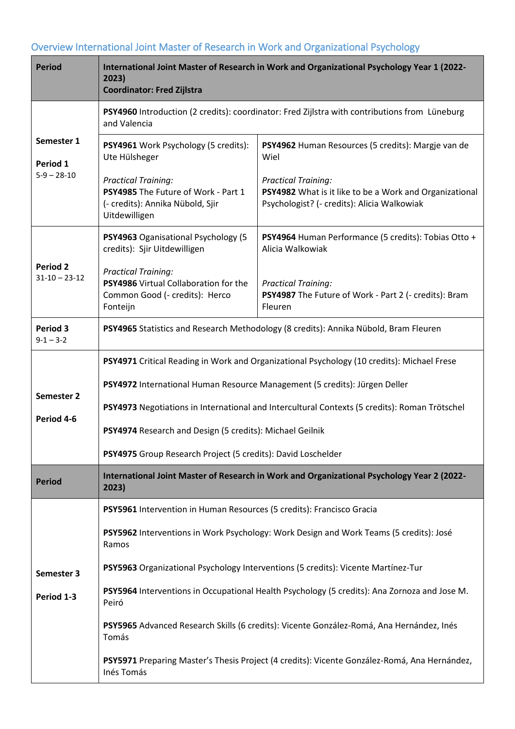## Overview International Joint Master of Research in Work and Organizational Psychology

| Period | International Joint Master of Research in Work and Organizational Psychology Year 1 (2022-2023)<br>Coordinator: Fred Zijlstra | |
|---|---|---|
| Semester 1<br><br>Period 1<br>5-9 – 28-10 | **PSY4960** Introduction (2 credits): coordinator: Fred Zijlstra with contributions from Lüneburg and Valencia | |
| | **PSY4961** Work Psychology (5 credits): Ute Hülsheger<br><br>*Practical Training:*<br>**PSY4985** The Future of Work - Part 1 (- credits): Annika Nübold, Sjir Uitdewilligen | **PSY4962** Human Resources (5 credits): Margje van de Wiel<br><br>*Practical Training:*<br>**PSY4982** What is it like to be a Work and Organizational Psychologist? (- credits): Alicia Walkowiak |
| Period 2<br>31-10 – 23-12 | **PSY4963** Oganisational Psychology (5 credits): Sjir Uitdewilligen<br><br>*Practical Training:*<br>**PSY4986** Virtual Collaboration for the Common Good (- credits): Herco Fonteijn | **PSY4964** Human Performance (5 credits): Tobias Otto + Alicia Walkowiak<br><br>*Practical Training:*<br>**PSY4987** The Future of Work - Part 2 (- credits): Bram Fleuren |
| Period 3<br>9-1 – 3-2 | **PSY4965** Statistics and Research Methodology (8 credits): Annika Nübold, Bram Fleuren | |
| Semester 2<br><br>Period 4-6 | **PSY4971** Critical Reading in Work and Organizational Psychology (10 credits): Michael Frese<br><br>**PSY4972** International Human Resource Management (5 credits): Jürgen Deller<br><br>**PSY4973** Negotiations in International and Intercultural Contexts (5 credits): Roman Trötschel<br><br>**PSY4974** Research and Design (5 credits): Michael Geilnik<br><br>**PSY4975** Group Research Project (5 credits): David Loschelder | |
| **Period** | **International Joint Master of Research in Work and Organizational Psychology Year 2 (2022-2023)** | |
| Semester 3<br><br>Period 1-3 | **PSY5961** Intervention in Human Resources (5 credits): Francisco Gracia<br><br>**PSY5962** Interventions in Work Psychology: Work Design and Work Teams (5 credits): José Ramos<br><br>**PSY5963** Organizational Psychology Interventions (5 credits): Vicente Martínez-Tur<br><br>**PSY5964** Interventions in Occupational Health Psychology (5 credits): Ana Zornoza and Jose M. Peiró<br><br>**PSY5965** Advanced Research Skills (6 credits): Vicente González-Romá, Ana Hernández, Inés Tomás<br><br>**PSY5971** Preparing Master's Thesis Project (4 credits): Vicente González-Romá, Ana Hernández, Inés Tomás | |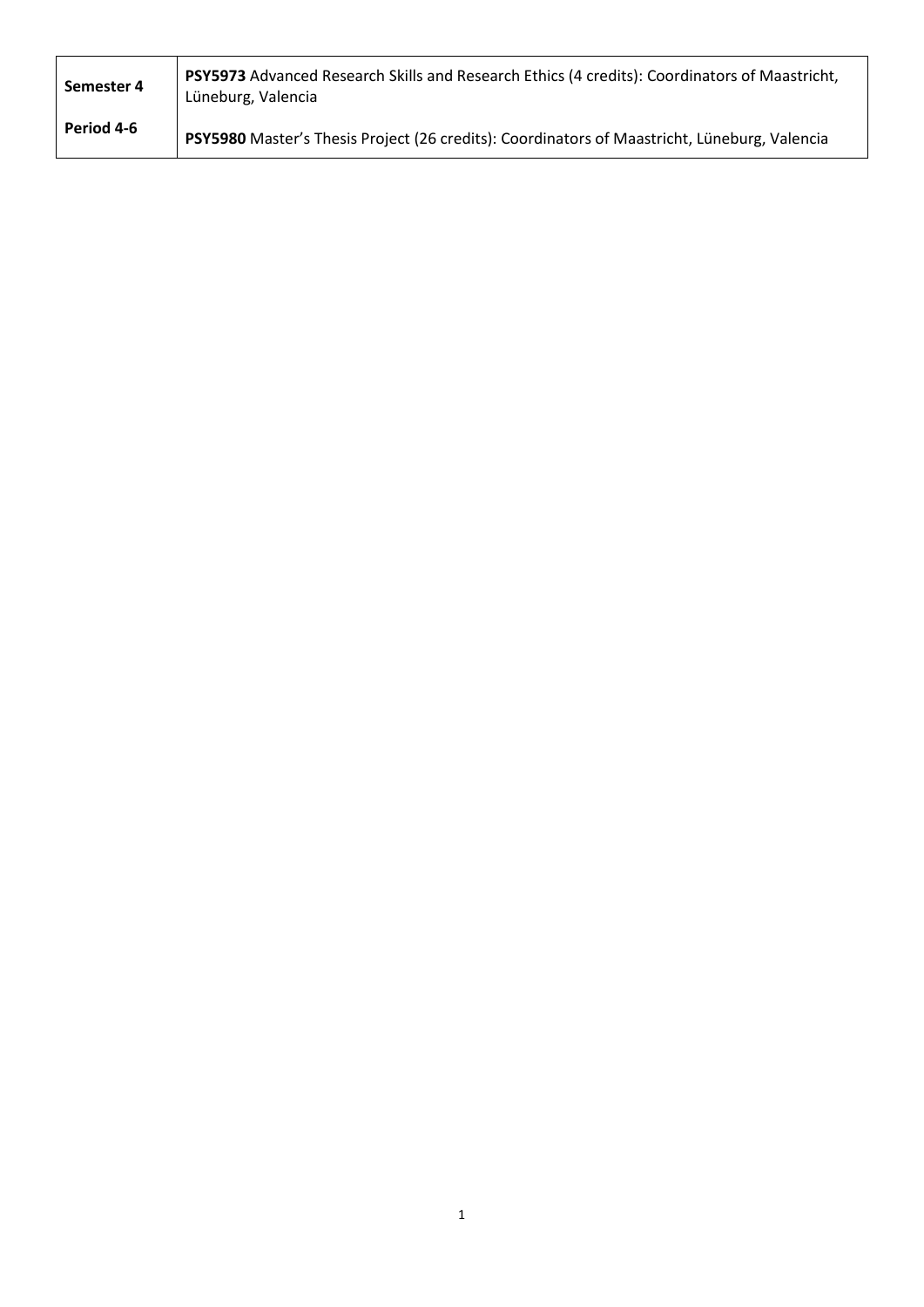| | |
|---|---|
| **Semester 4**<br><br>**Period 4-6** | **PSY5973** Advanced Research Skills and Research Ethics (4 credits): Coordinators of Maastricht, Lüneburg, Valencia<br><br>**PSY5980** Master's Thesis Project (26 credits): Coordinators of Maastricht, Lüneburg, Valencia |